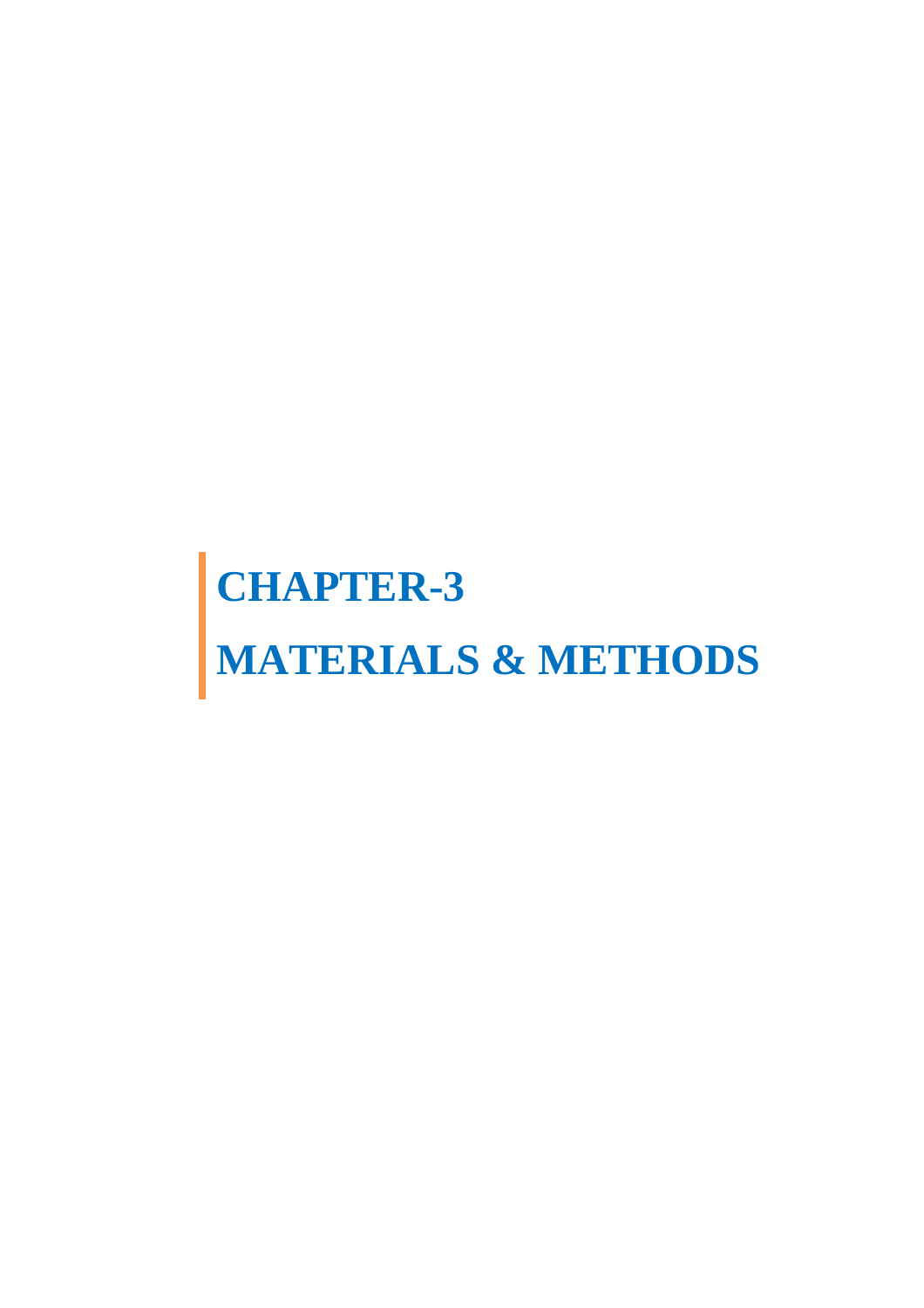# CHAPTER-3

# MATERIALS & METHODS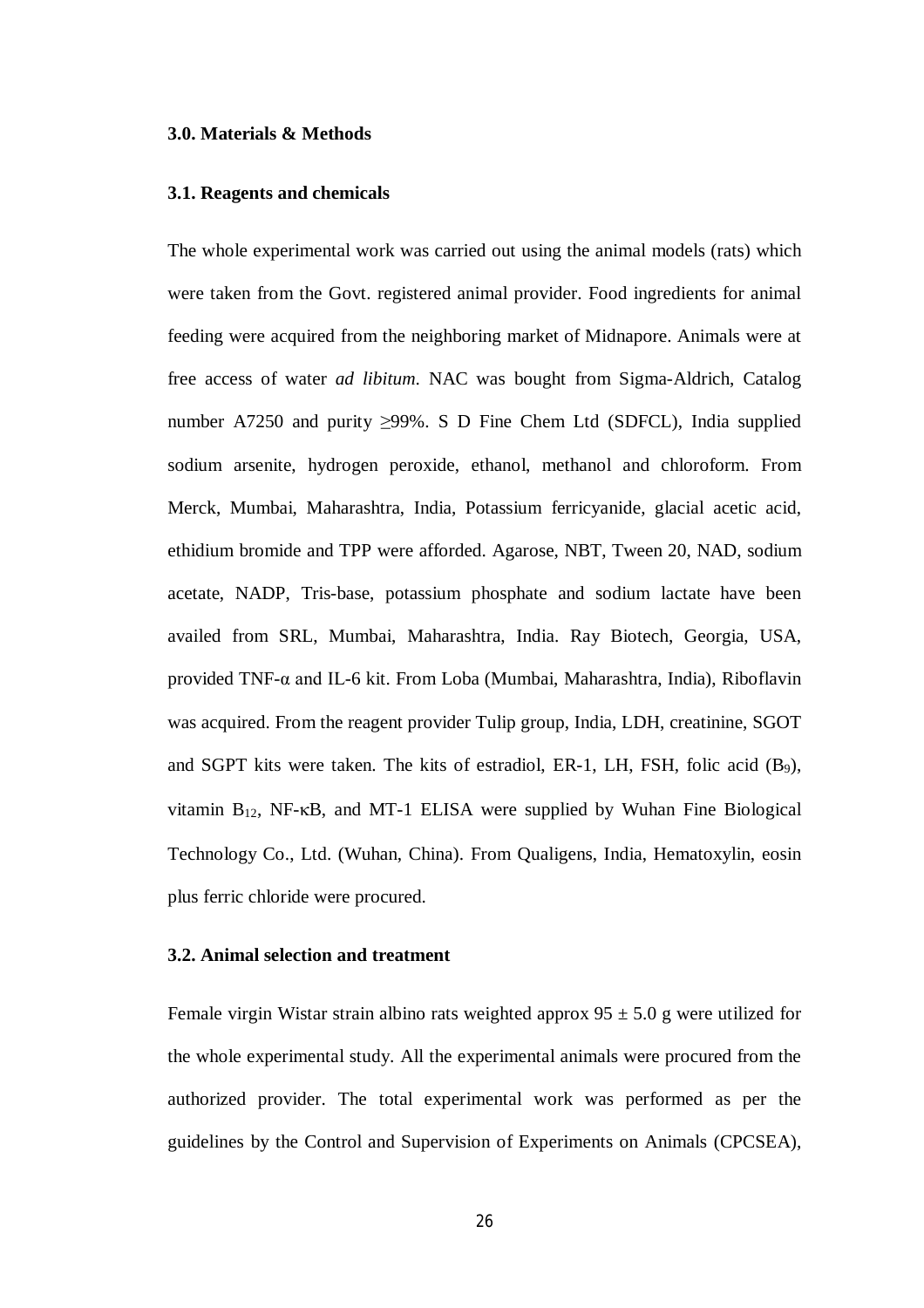### 3.0. Materials & Methods

### 3.1. Reagents and chemicals

The whole experimental work was carried out using the animal models (rats) which were taken from the Govt. registered animal provider. Food ingredients for animal feeding were acquired from the neighboring market of Midnapore. Animals were at free access of water *ad libitum*. NAC was bought from Sigma-Aldrich, Catalog number A7250 and purity ≥99%. S D Fine Chem Ltd (SDFCL), India supplied sodium arsenite, hydrogen peroxide, ethanol, methanol and chloroform. From Merck, Mumbai, Maharashtra, India, Potassium ferricyanide, glacial acetic acid, ethidium bromide and TPP were afforded. Agarose, NBT, Tween 20, NAD, sodium acetate, NADP, Tris-base, potassium phosphate and sodium lactate have been availed from SRL, Mumbai, Maharashtra, India. Ray Biotech, Georgia, USA, provided TNF-α and IL-6 kit. From Loba (Mumbai, Maharashtra, India), Riboflavin was acquired. From the reagent provider Tulip group, India, LDH, creatinine, SGOT and SGPT kits were taken. The kits of estradiol, ER-1, LH, FSH, folic acid ($B_9$), vitamin $B_{12}$, NF-κB, and MT-1 ELISA were supplied by Wuhan Fine Biological Technology Co., Ltd. (Wuhan, China). From Qualigens, India, Hematoxylin, eosin plus ferric chloride were procured.

### 3.2. Animal selection and treatment

Female virgin Wistar strain albino rats weighted approx 95 ± 5.0 g were utilized for the whole experimental study. All the experimental animals were procured from the authorized provider. The total experimental work was performed as per the guidelines by the Control and Supervision of Experiments on Animals (CPCSEA),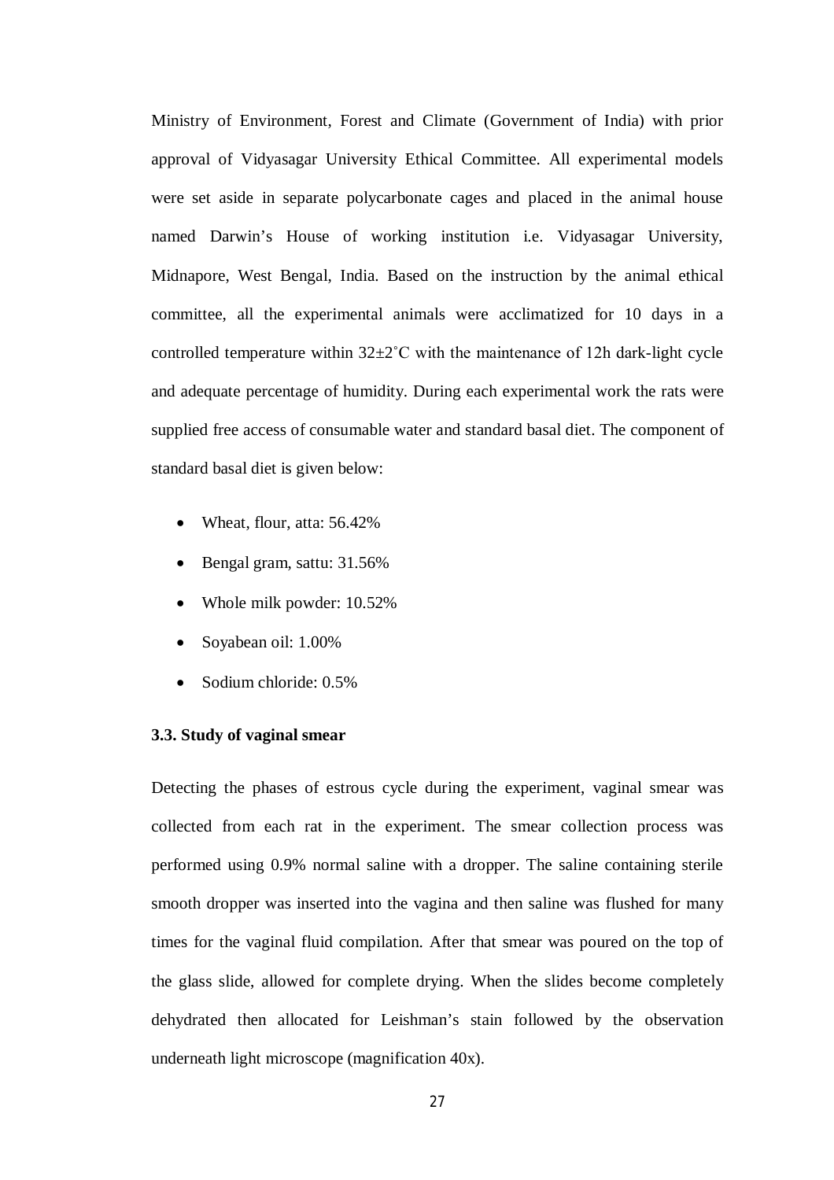Ministry of Environment, Forest and Climate (Government of India) with prior approval of Vidyasagar University Ethical Committee. All experimental models were set aside in separate polycarbonate cages and placed in the animal house named Darwin's House of working institution i.e. Vidyasagar University, Midnapore, West Bengal, India. Based on the instruction by the animal ethical committee, all the experimental animals were acclimatized for 10 days in a controlled temperature within 32±2˚C with the maintenance of 12h dark-light cycle and adequate percentage of humidity. During each experimental work the rats were supplied free access of consumable water and standard basal diet. The component of standard basal diet is given below:

- Wheat, flour, atta: 56.42%
- Bengal gram, sattu: 31.56%
- Whole milk powder: 10.52%
- Soyabean oil: 1.00%
- Sodium chloride: 0.5%

### 3.3. Study of vaginal smear

Detecting the phases of estrous cycle during the experiment, vaginal smear was collected from each rat in the experiment. The smear collection process was performed using 0.9% normal saline with a dropper. The saline containing sterile smooth dropper was inserted into the vagina and then saline was flushed for many times for the vaginal fluid compilation. After that smear was poured on the top of the glass slide, allowed for complete drying. When the slides become completely dehydrated then allocated for Leishman's stain followed by the observation underneath light microscope (magnification 40x).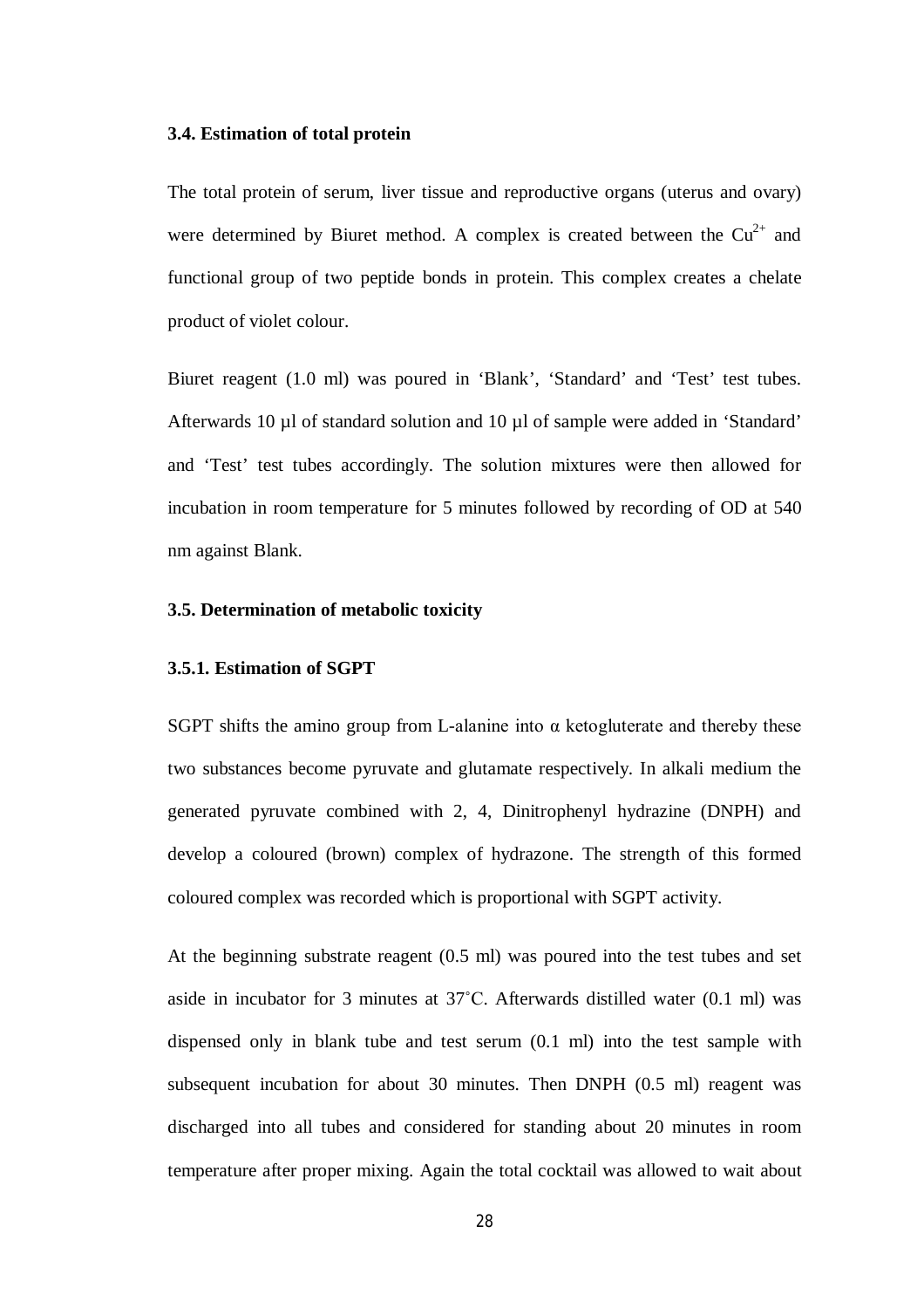### 3.4. Estimation of total protein

The total protein of serum, liver tissue and reproductive organs (uterus and ovary) were determined by Biuret method. A complex is created between the $Cu^{2+}$ and functional group of two peptide bonds in protein. This complex creates a chelate product of violet colour.

Biuret reagent (1.0 ml) was poured in 'Blank', 'Standard' and 'Test' test tubes. Afterwards 10 µl of standard solution and 10 µl of sample were added in 'Standard' and 'Test' test tubes accordingly. The solution mixtures were then allowed for incubation in room temperature for 5 minutes followed by recording of OD at 540 nm against Blank.

### 3.5. Determination of metabolic toxicity

#### 3.5.1. Estimation of SGPT

SGPT shifts the amino group from L-alanine into α ketogluterate and thereby these two substances become pyruvate and glutamate respectively. In alkali medium the generated pyruvate combined with 2, 4, Dinitrophenyl hydrazine (DNPH) and develop a coloured (brown) complex of hydrazone. The strength of this formed coloured complex was recorded which is proportional with SGPT activity.

At the beginning substrate reagent (0.5 ml) was poured into the test tubes and set aside in incubator for 3 minutes at 37˚C. Afterwards distilled water (0.1 ml) was dispensed only in blank tube and test serum (0.1 ml) into the test sample with subsequent incubation for about 30 minutes. Then DNPH (0.5 ml) reagent was discharged into all tubes and considered for standing about 20 minutes in room temperature after proper mixing. Again the total cocktail was allowed to wait about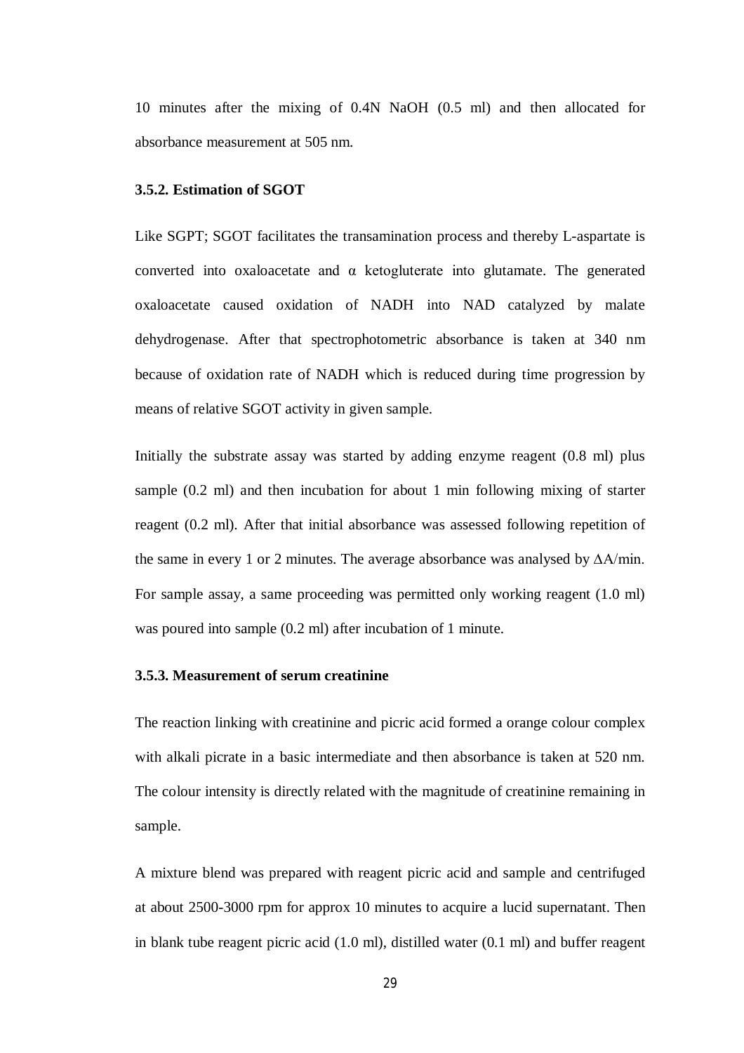10 minutes after the mixing of 0.4N NaOH (0.5 ml) and then allocated for absorbance measurement at 505 nm.

### 3.5.2. Estimation of SGOT

Like SGPT; SGOT facilitates the transamination process and thereby L-aspartate is converted into oxaloacetate and α ketogluterate into glutamate. The generated oxaloacetate caused oxidation of NADH into NAD catalyzed by malate dehydrogenase. After that spectrophotometric absorbance is taken at 340 nm because of oxidation rate of NADH which is reduced during time progression by means of relative SGOT activity in given sample.

Initially the substrate assay was started by adding enzyme reagent (0.8 ml) plus sample (0.2 ml) and then incubation for about 1 min following mixing of starter reagent (0.2 ml). After that initial absorbance was assessed following repetition of the same in every 1 or 2 minutes. The average absorbance was analysed by $\Delta A$/min. For sample assay, a same proceeding was permitted only working reagent (1.0 ml) was poured into sample (0.2 ml) after incubation of 1 minute.

### 3.5.3. Measurement of serum creatinine

The reaction linking with creatinine and picric acid formed a orange colour complex with alkali picrate in a basic intermediate and then absorbance is taken at 520 nm. The colour intensity is directly related with the magnitude of creatinine remaining in sample.

A mixture blend was prepared with reagent picric acid and sample and centrifuged at about 2500-3000 rpm for approx 10 minutes to acquire a lucid supernatant. Then in blank tube reagent picric acid (1.0 ml), distilled water (0.1 ml) and buffer reagent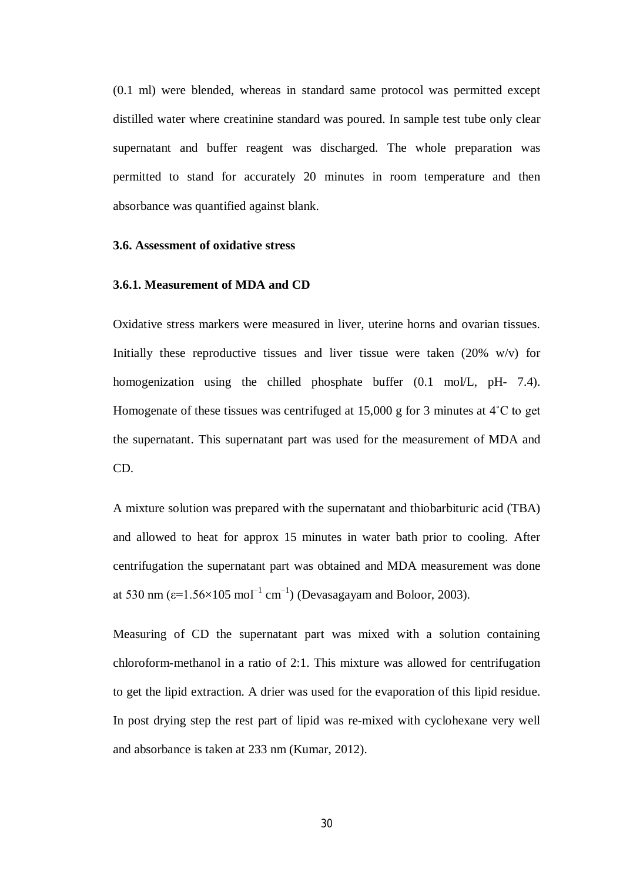(0.1 ml) were blended, whereas in standard same protocol was permitted except distilled water where creatinine standard was poured. In sample test tube only clear supernatant and buffer reagent was discharged. The whole preparation was permitted to stand for accurately 20 minutes in room temperature and then absorbance was quantified against blank.

### 3.6. Assessment of oxidative stress

#### 3.6.1. Measurement of MDA and CD

Oxidative stress markers were measured in liver, uterine horns and ovarian tissues. Initially these reproductive tissues and liver tissue were taken (20% w/v) for homogenization using the chilled phosphate buffer (0.1 mol/L, pH- 7.4). Homogenate of these tissues was centrifuged at 15,000 g for 3 minutes at 4˚C to get the supernatant. This supernatant part was used for the measurement of MDA and CD.

A mixture solution was prepared with the supernatant and thiobarbituric acid (TBA) and allowed to heat for approx 15 minutes in water bath prior to cooling. After centrifugation the supernatant part was obtained and MDA measurement was done at 530 nm ($\varepsilon$=1.56×105 $mol^{-1}$ $cm^{-1}$) (Devasagayam and Boloor, 2003).

Measuring of CD the supernatant part was mixed with a solution containing chloroform-methanol in a ratio of 2:1. This mixture was allowed for centrifugation to get the lipid extraction. A drier was used for the evaporation of this lipid residue. In post drying step the rest part of lipid was re-mixed with cyclohexane very well and absorbance is taken at 233 nm (Kumar, 2012).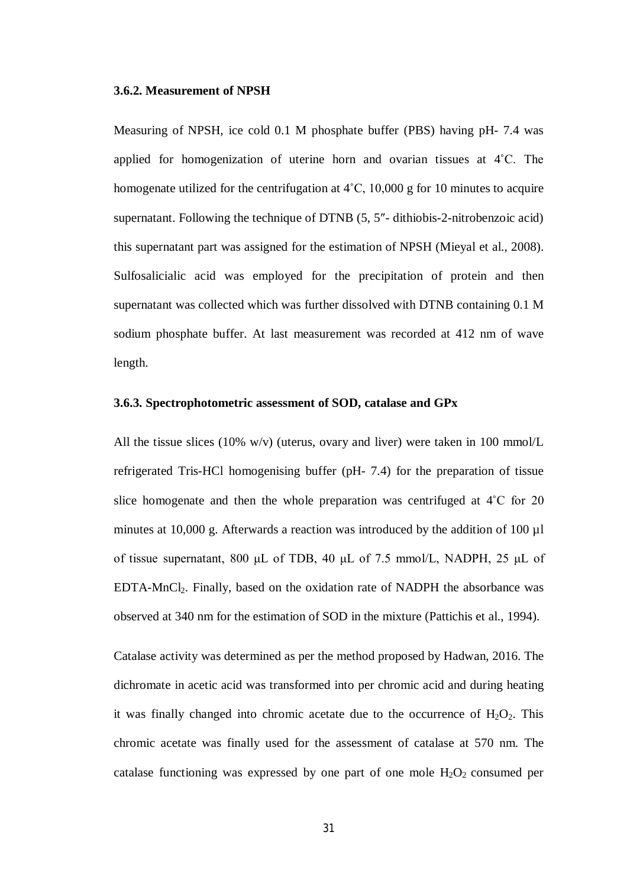### 3.6.2. Measurement of NPSH

Measuring of NPSH, ice cold 0.1 M phosphate buffer (PBS) having pH- 7.4 was applied for homogenization of uterine horn and ovarian tissues at 4˚C. The homogenate utilized for the centrifugation at 4˚C, 10,000 g for 10 minutes to acquire supernatant. Following the technique of DTNB (5, 5″- dithiobis-2-nitrobenzoic acid) this supernatant part was assigned for the estimation of NPSH (Mieyal et al., 2008). Sulfosalicialic acid was employed for the precipitation of protein and then supernatant was collected which was further dissolved with DTNB containing 0.1 M sodium phosphate buffer. At last measurement was recorded at 412 nm of wave length.

### 3.6.3. Spectrophotometric assessment of SOD, catalase and GPx

All the tissue slices (10% w/v) (uterus, ovary and liver) were taken in 100 mmol/L refrigerated Tris-HCl homogenising buffer (pH- 7.4) for the preparation of tissue slice homogenate and then the whole preparation was centrifuged at 4˚C for 20 minutes at 10,000 g. Afterwards a reaction was introduced by the addition of 100 µl of tissue supernatant, 800 μL of TDB, 40 μL of 7.5 mmol/L, NADPH, 25 μL of EDTA-$MnCl_2$. Finally, based on the oxidation rate of NADPH the absorbance was observed at 340 nm for the estimation of SOD in the mixture (Pattichis et al., 1994).

Catalase activity was determined as per the method proposed by Hadwan, 2016. The dichromate in acetic acid was transformed into per chromic acid and during heating it was finally changed into chromic acetate due to the occurrence of $H_2O_2$. This chromic acetate was finally used for the assessment of catalase at 570 nm. The catalase functioning was expressed by one part of one mole $H_2O_2$ consumed per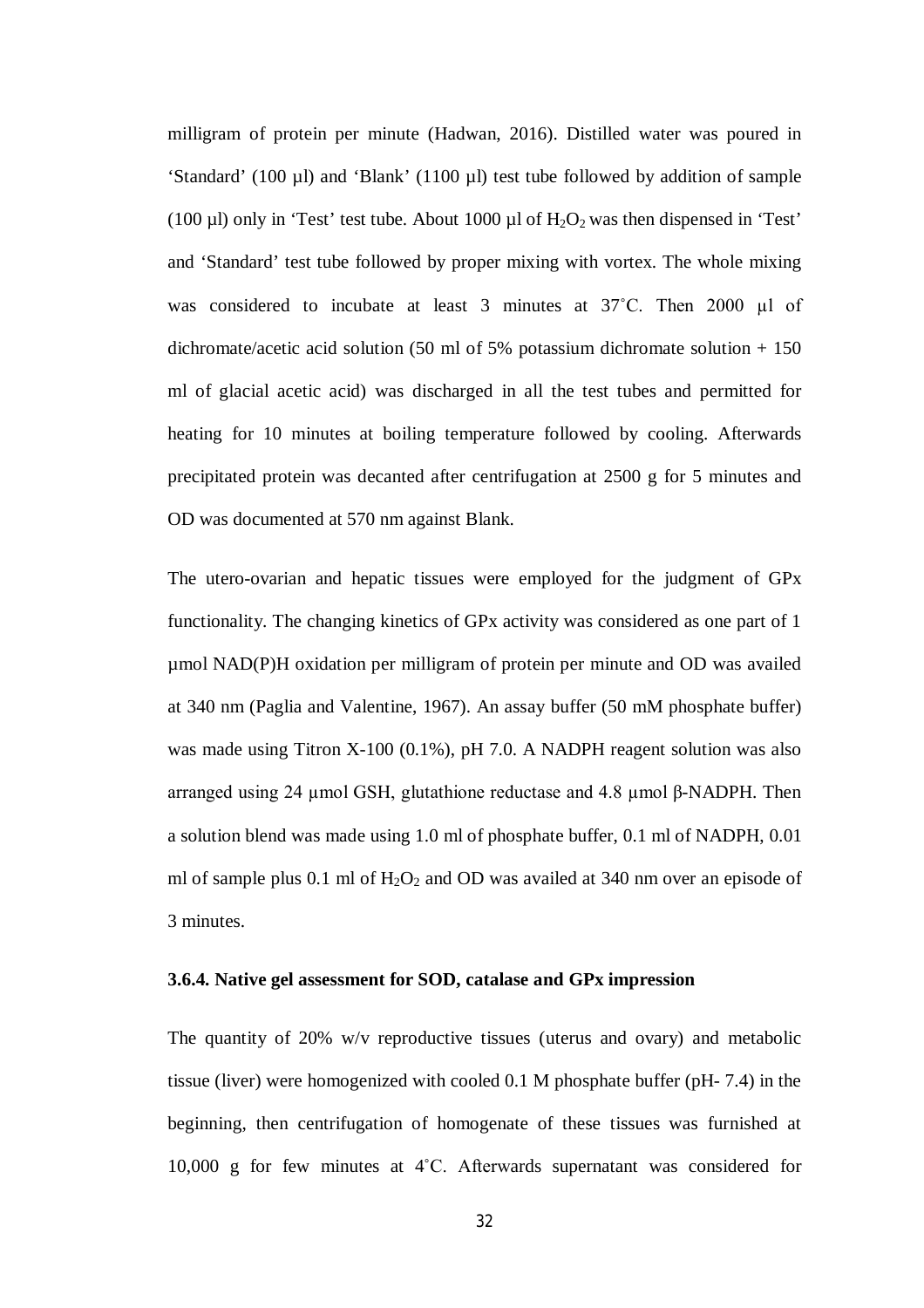milligram of protein per minute (Hadwan, 2016). Distilled water was poured in 'Standard' (100 µl) and 'Blank' (1100 µl) test tube followed by addition of sample (100 µl) only in 'Test' test tube. About 1000 µl of $H_2O_2$ was then dispensed in 'Test' and 'Standard' test tube followed by proper mixing with vortex. The whole mixing was considered to incubate at least 3 minutes at 37˚C. Then 2000 µl of dichromate/acetic acid solution (50 ml of 5% potassium dichromate solution + 150 ml of glacial acetic acid) was discharged in all the test tubes and permitted for heating for 10 minutes at boiling temperature followed by cooling. Afterwards precipitated protein was decanted after centrifugation at 2500 g for 5 minutes and OD was documented at 570 nm against Blank.

The utero-ovarian and hepatic tissues were employed for the judgment of GPx functionality. The changing kinetics of GPx activity was considered as one part of 1 µmol NAD(P)H oxidation per milligram of protein per minute and OD was availed at 340 nm (Paglia and Valentine, 1967). An assay buffer (50 mM phosphate buffer) was made using Titron X-100 (0.1%), pH 7.0. A NADPH reagent solution was also arranged using 24 µmol GSH, glutathione reductase and 4.8 µmol β-NADPH. Then a solution blend was made using 1.0 ml of phosphate buffer, 0.1 ml of NADPH, 0.01 ml of sample plus 0.1 ml of $H_2O_2$ and OD was availed at 340 nm over an episode of 3 minutes.

### 3.6.4. Native gel assessment for SOD, catalase and GPx impression

The quantity of 20% w/v reproductive tissues (uterus and ovary) and metabolic tissue (liver) were homogenized with cooled 0.1 M phosphate buffer (pH- 7.4) in the beginning, then centrifugation of homogenate of these tissues was furnished at 10,000 g for few minutes at 4˚C. Afterwards supernatant was considered for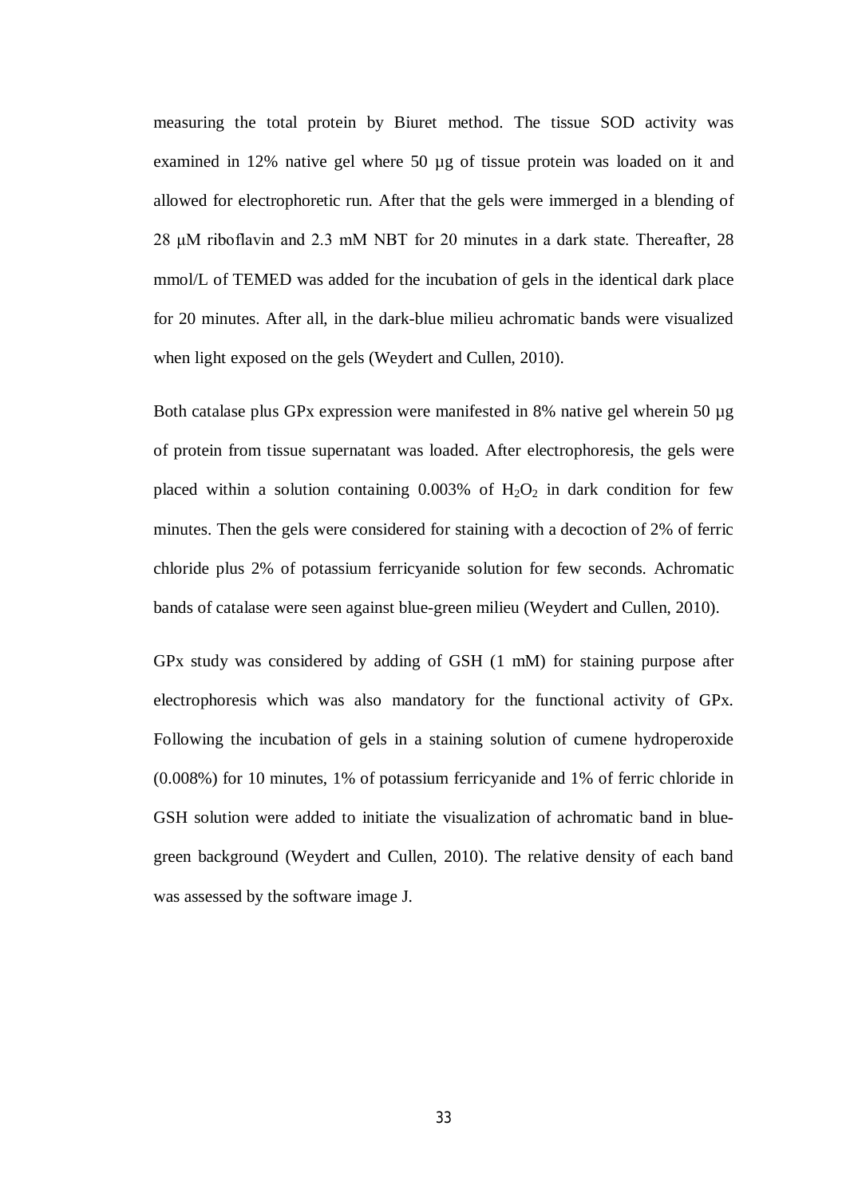measuring the total protein by Biuret method. The tissue SOD activity was examined in 12% native gel where 50 µg of tissue protein was loaded on it and allowed for electrophoretic run. After that the gels were immerged in a blending of 28 µM riboflavin and 2.3 mM NBT for 20 minutes in a dark state. Thereafter, 28 mmol/L of TEMED was added for the incubation of gels in the identical dark place for 20 minutes. After all, in the dark-blue milieu achromatic bands were visualized when light exposed on the gels (Weydert and Cullen, 2010).

Both catalase plus GPx expression were manifested in 8% native gel wherein 50 µg of protein from tissue supernatant was loaded. After electrophoresis, the gels were placed within a solution containing 0.003% of $H_2O_2$ in dark condition for few minutes. Then the gels were considered for staining with a decoction of 2% of ferric chloride plus 2% of potassium ferricyanide solution for few seconds. Achromatic bands of catalase were seen against blue-green milieu (Weydert and Cullen, 2010).

GPx study was considered by adding of GSH (1 mM) for staining purpose after electrophoresis which was also mandatory for the functional activity of GPx. Following the incubation of gels in a staining solution of cumene hydroperoxide (0.008%) for 10 minutes, 1% of potassium ferricyanide and 1% of ferric chloride in GSH solution were added to initiate the visualization of achromatic band in blue-green background (Weydert and Cullen, 2010). The relative density of each band was assessed by the software image J.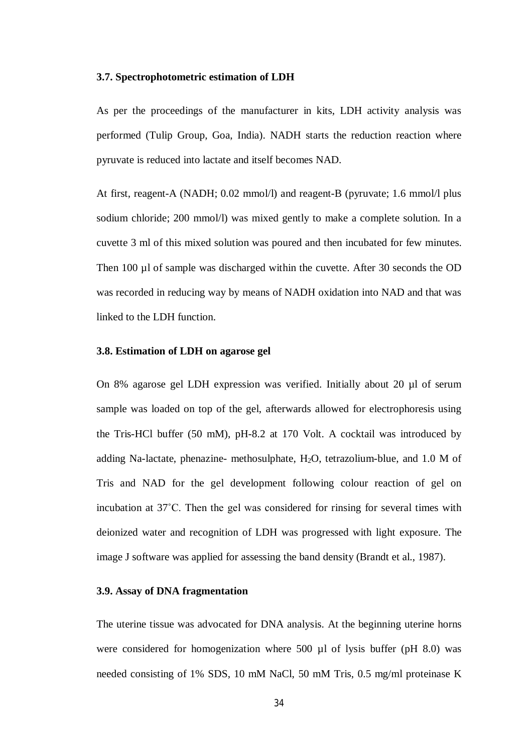### 3.7. Spectrophotometric estimation of LDH

As per the proceedings of the manufacturer in kits, LDH activity analysis was performed (Tulip Group, Goa, India). NADH starts the reduction reaction where pyruvate is reduced into lactate and itself becomes NAD.

At first, reagent-A (NADH; 0.02 mmol/l) and reagent-B (pyruvate; 1.6 mmol/l plus sodium chloride; 200 mmol/l) was mixed gently to make a complete solution. In a cuvette 3 ml of this mixed solution was poured and then incubated for few minutes. Then 100 µl of sample was discharged within the cuvette. After 30 seconds the OD was recorded in reducing way by means of NADH oxidation into NAD and that was linked to the LDH function.

### 3.8. Estimation of LDH on agarose gel

On 8% agarose gel LDH expression was verified. Initially about 20 µl of serum sample was loaded on top of the gel, afterwards allowed for electrophoresis using the Tris-HCl buffer (50 mM), pH-8.2 at 170 Volt. A cocktail was introduced by adding Na-lactate, phenazine- methosulphate, $H_2O$, tetrazolium-blue, and 1.0 M of Tris and NAD for the gel development following colour reaction of gel on incubation at 37˚C. Then the gel was considered for rinsing for several times with deionized water and recognition of LDH was progressed with light exposure. The image J software was applied for assessing the band density (Brandt et al., 1987).

### 3.9. Assay of DNA fragmentation

The uterine tissue was advocated for DNA analysis. At the beginning uterine horns were considered for homogenization where 500 µl of lysis buffer (pH 8.0) was needed consisting of 1% SDS, 10 mM NaCl, 50 mM Tris, 0.5 mg/ml proteinase K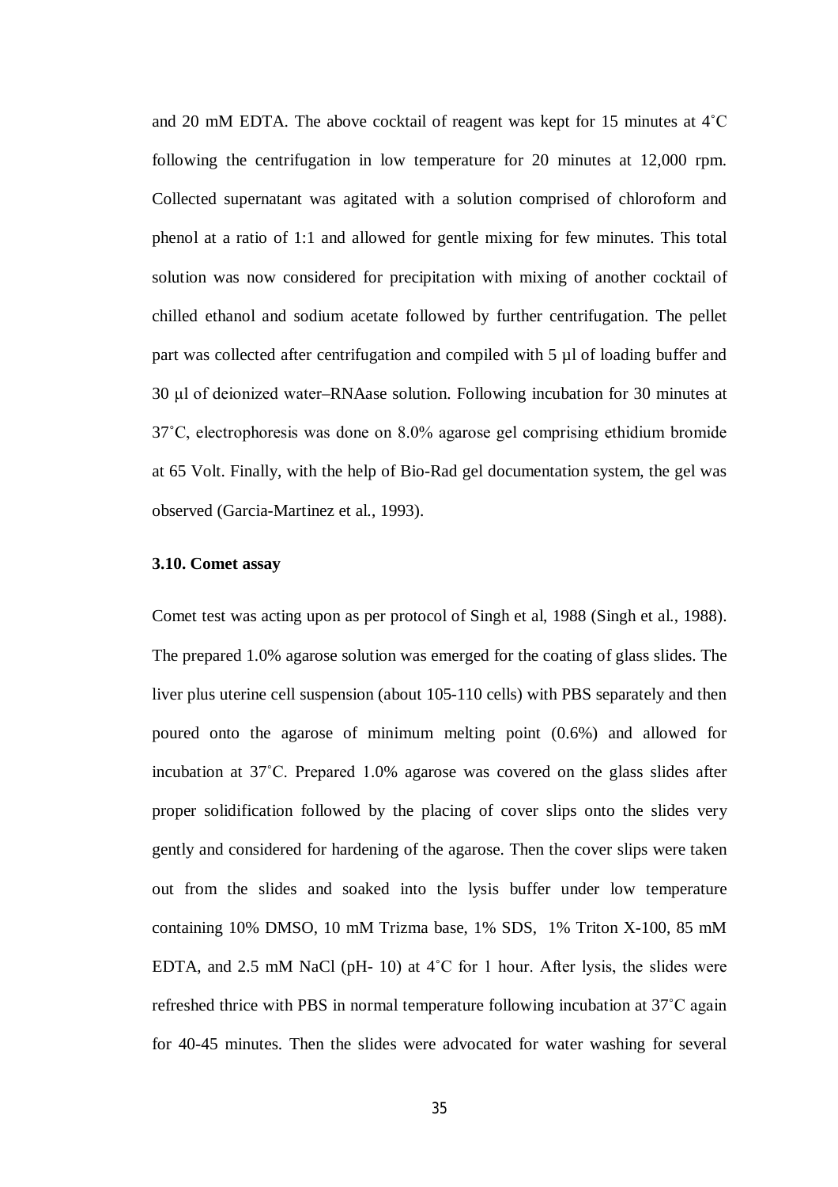and 20 mM EDTA. The above cocktail of reagent was kept for 15 minutes at 4˚C following the centrifugation in low temperature for 20 minutes at 12,000 rpm. Collected supernatant was agitated with a solution comprised of chloroform and phenol at a ratio of 1:1 and allowed for gentle mixing for few minutes. This total solution was now considered for precipitation with mixing of another cocktail of chilled ethanol and sodium acetate followed by further centrifugation. The pellet part was collected after centrifugation and compiled with 5 µl of loading buffer and 30 μl of deionized water–RNAase solution. Following incubation for 30 minutes at 37˚C, electrophoresis was done on 8.0% agarose gel comprising ethidium bromide at 65 Volt. Finally, with the help of Bio-Rad gel documentation system, the gel was observed (Garcia-Martinez et al., 1993).

### 3.10. Comet assay

Comet test was acting upon as per protocol of Singh et al, 1988 (Singh et al., 1988). The prepared 1.0% agarose solution was emerged for the coating of glass slides. The liver plus uterine cell suspension (about 105-110 cells) with PBS separately and then poured onto the agarose of minimum melting point (0.6%) and allowed for incubation at 37˚C. Prepared 1.0% agarose was covered on the glass slides after proper solidification followed by the placing of cover slips onto the slides very gently and considered for hardening of the agarose. Then the cover slips were taken out from the slides and soaked into the lysis buffer under low temperature containing 10% DMSO, 10 mM Trizma base, 1% SDS, 1% Triton X-100, 85 mM EDTA, and 2.5 mM NaCl (pH- 10) at 4˚C for 1 hour. After lysis, the slides were refreshed thrice with PBS in normal temperature following incubation at 37˚C again for 40-45 minutes. Then the slides were advocated for water washing for several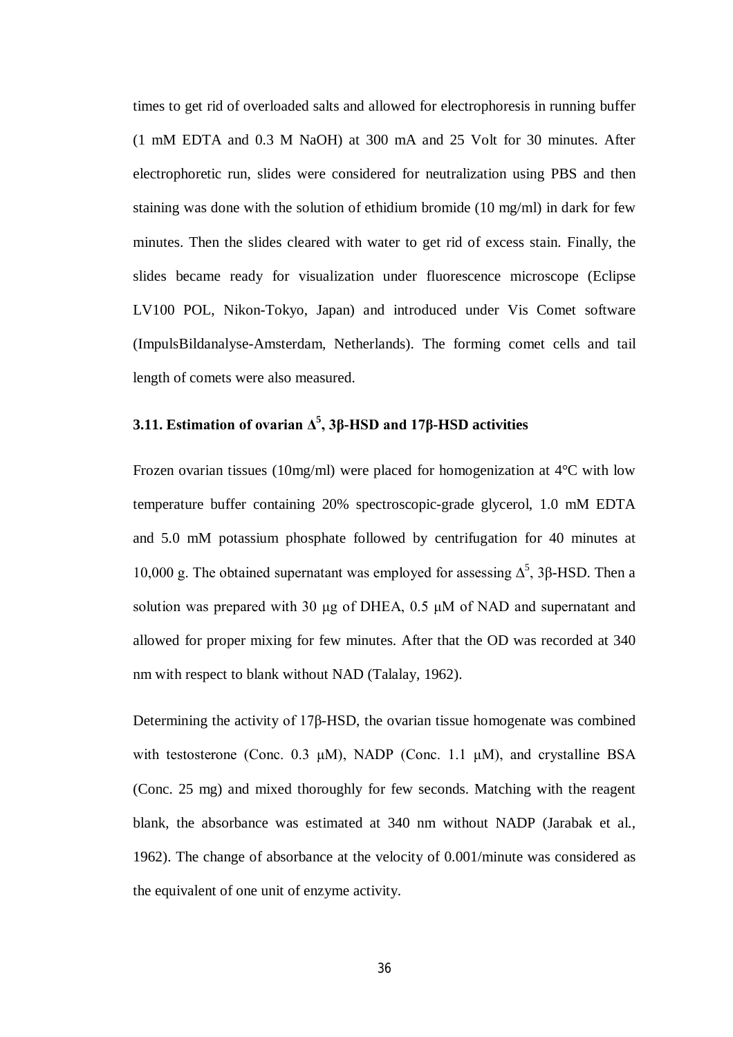times to get rid of overloaded salts and allowed for electrophoresis in running buffer (1 mM EDTA and 0.3 M NaOH) at 300 mA and 25 Volt for 30 minutes. After electrophoretic run, slides were considered for neutralization using PBS and then staining was done with the solution of ethidium bromide (10 mg/ml) in dark for few minutes. Then the slides cleared with water to get rid of excess stain. Finally, the slides became ready for visualization under fluorescence microscope (Eclipse LV100 POL, Nikon-Tokyo, Japan) and introduced under Vis Comet software (ImpulsBildanalyse-Amsterdam, Netherlands). The forming comet cells and tail length of comets were also measured.

### 3.11. Estimation of ovarian $\Delta^5$, 3β-HSD and 17β-HSD activities

Frozen ovarian tissues (10mg/ml) were placed for homogenization at 4°C with low temperature buffer containing 20% spectroscopic-grade glycerol, 1.0 mM EDTA and 5.0 mM potassium phosphate followed by centrifugation for 40 minutes at 10,000 g. The obtained supernatant was employed for assessing $\Delta^5$, 3β-HSD. Then a solution was prepared with 30 μg of DHEA, 0.5 μM of NAD and supernatant and allowed for proper mixing for few minutes. After that the OD was recorded at 340 nm with respect to blank without NAD (Talalay, 1962).

Determining the activity of 17β-HSD, the ovarian tissue homogenate was combined with testosterone (Conc. 0.3 μM), NADP (Conc. 1.1 μM), and crystalline BSA (Conc. 25 mg) and mixed thoroughly for few seconds. Matching with the reagent blank, the absorbance was estimated at 340 nm without NADP (Jarabak et al., 1962). The change of absorbance at the velocity of 0.001/minute was considered as the equivalent of one unit of enzyme activity.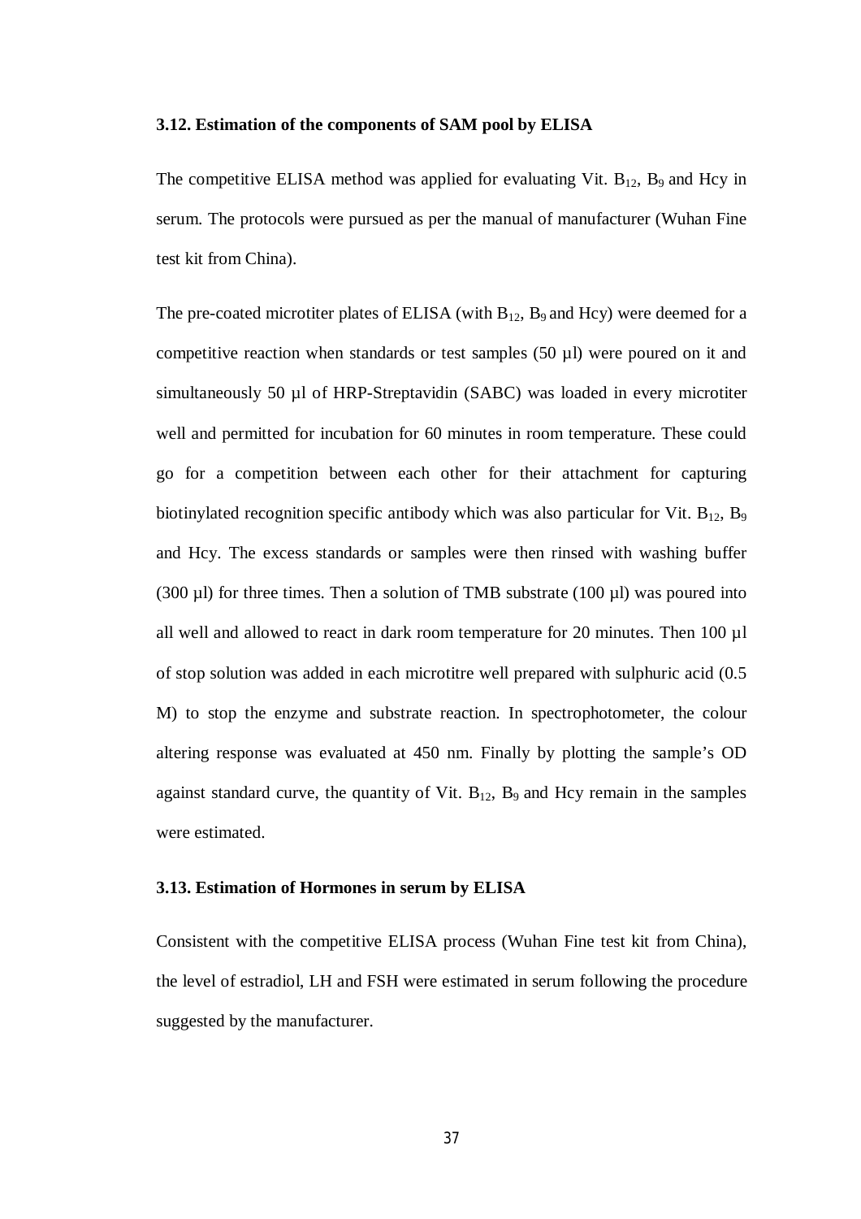### 3.12. Estimation of the components of SAM pool by ELISA

The competitive ELISA method was applied for evaluating Vit. $B_{12}$, $B_9$ and Hcy in serum. The protocols were pursued as per the manual of manufacturer (Wuhan Fine test kit from China).

The pre-coated microtiter plates of ELISA (with $B_{12}$, $B_9$ and Hcy) were deemed for a competitive reaction when standards or test samples (50 µl) were poured on it and simultaneously 50 µl of HRP-Streptavidin (SABC) was loaded in every microtiter well and permitted for incubation for 60 minutes in room temperature. These could go for a competition between each other for their attachment for capturing biotinylated recognition specific antibody which was also particular for Vit. $B_{12}$, $B_9$ and Hcy. The excess standards or samples were then rinsed with washing buffer (300 µl) for three times. Then a solution of TMB substrate (100 µl) was poured into all well and allowed to react in dark room temperature for 20 minutes. Then 100 µl of stop solution was added in each microtitre well prepared with sulphuric acid (0.5 M) to stop the enzyme and substrate reaction. In spectrophotometer, the colour altering response was evaluated at 450 nm. Finally by plotting the sample's OD against standard curve, the quantity of Vit. $B_{12}$, $B_9$ and Hcy remain in the samples were estimated.

### 3.13. Estimation of Hormones in serum by ELISA

Consistent with the competitive ELISA process (Wuhan Fine test kit from China), the level of estradiol, LH and FSH were estimated in serum following the procedure suggested by the manufacturer.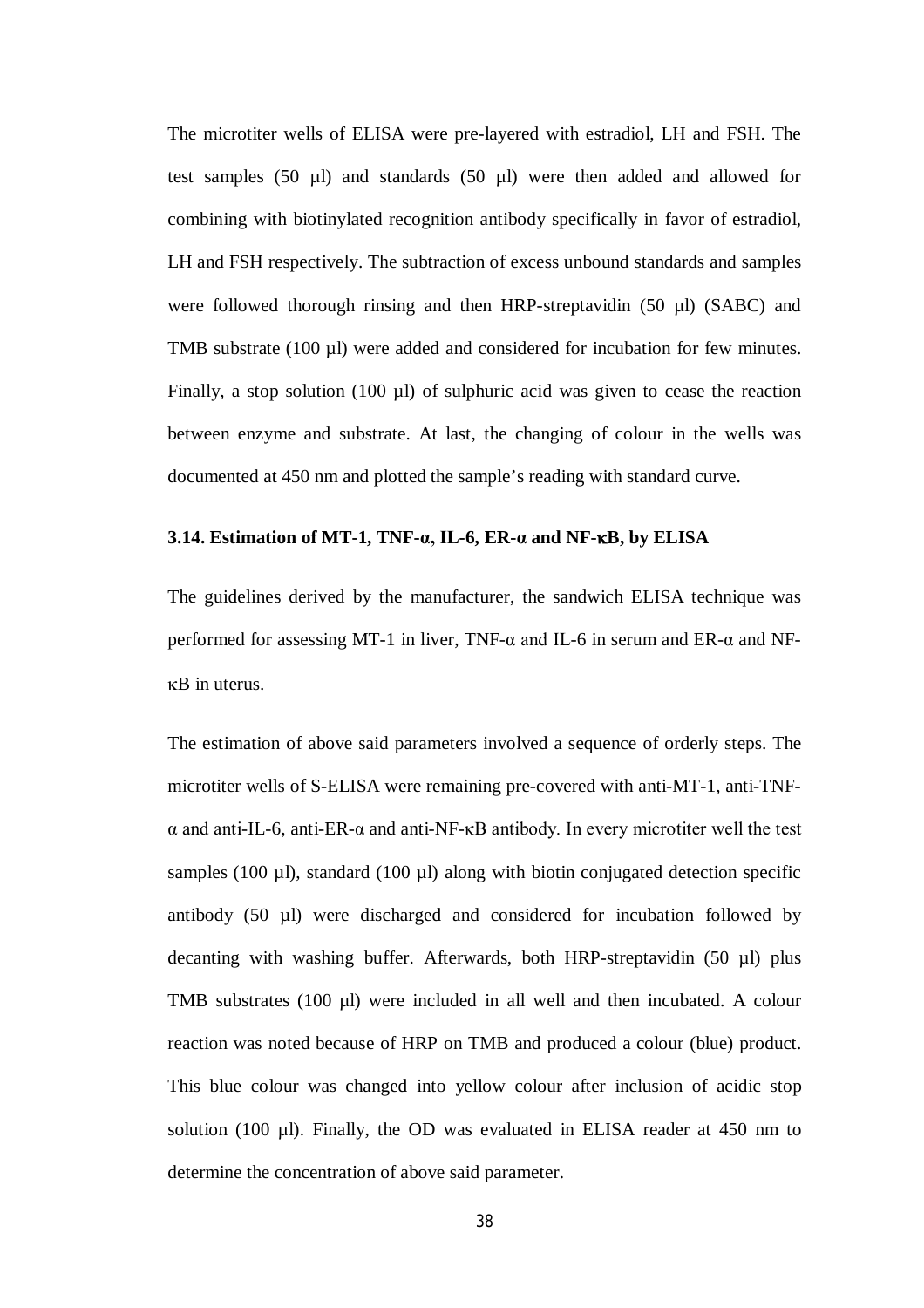The microtiter wells of ELISA were pre-layered with estradiol, LH and FSH. The test samples (50 µl) and standards (50 µl) were then added and allowed for combining with biotinylated recognition antibody specifically in favor of estradiol, LH and FSH respectively. The subtraction of excess unbound standards and samples were followed thorough rinsing and then HRP-streptavidin (50 µl) (SABC) and TMB substrate (100 µl) were added and considered for incubation for few minutes. Finally, a stop solution (100 µl) of sulphuric acid was given to cease the reaction between enzyme and substrate. At last, the changing of colour in the wells was documented at 450 nm and plotted the sample's reading with standard curve.

### 3.14. Estimation of MT-1, TNF-α, IL-6, ER-α and NF-κB, by ELISA

The guidelines derived by the manufacturer, the sandwich ELISA technique was performed for assessing MT-1 in liver, TNF-α and IL-6 in serum and ER-α and NF-κB in uterus.

The estimation of above said parameters involved a sequence of orderly steps. The microtiter wells of S-ELISA were remaining pre-covered with anti-MT-1, anti-TNF-α and anti-IL-6, anti-ER-α and anti-NF-κB antibody. In every microtiter well the test samples (100 µl), standard (100 µl) along with biotin conjugated detection specific antibody (50 µl) were discharged and considered for incubation followed by decanting with washing buffer. Afterwards, both HRP-streptavidin (50 µl) plus TMB substrates (100 µl) were included in all well and then incubated. A colour reaction was noted because of HRP on TMB and produced a colour (blue) product. This blue colour was changed into yellow colour after inclusion of acidic stop solution (100 µl). Finally, the OD was evaluated in ELISA reader at 450 nm to determine the concentration of above said parameter.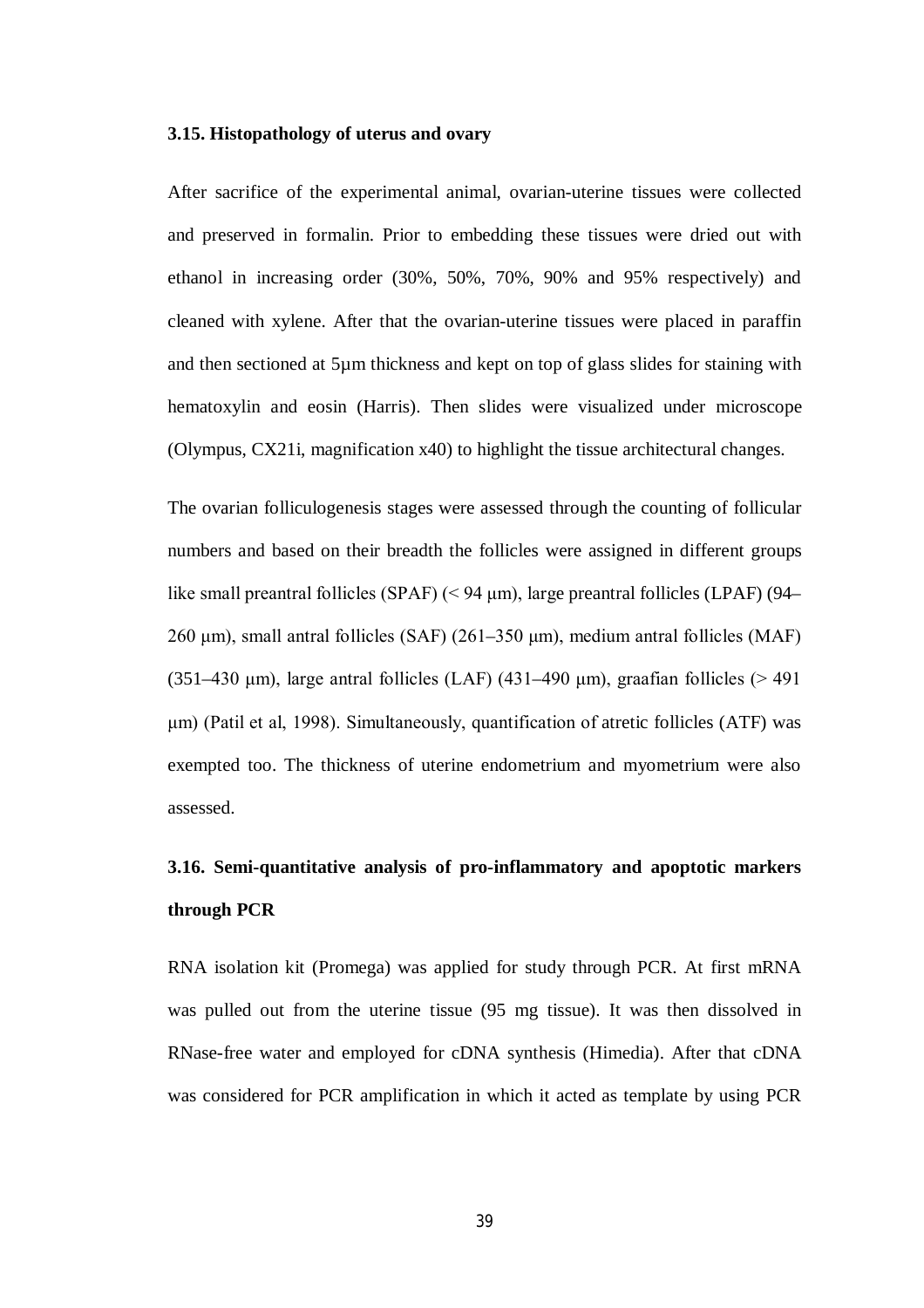### 3.15. Histopathology of uterus and ovary

After sacrifice of the experimental animal, ovarian-uterine tissues were collected and preserved in formalin. Prior to embedding these tissues were dried out with ethanol in increasing order (30%, 50%, 70%, 90% and 95% respectively) and cleaned with xylene. After that the ovarian-uterine tissues were placed in paraffin and then sectioned at 5µm thickness and kept on top of glass slides for staining with hematoxylin and eosin (Harris). Then slides were visualized under microscope (Olympus, CX21i, magnification x40) to highlight the tissue architectural changes.

The ovarian folliculogenesis stages were assessed through the counting of follicular numbers and based on their breadth the follicles were assigned in different groups like small preantral follicles (SPAF) (< 94 µm), large preantral follicles (LPAF) (94–260 µm), small antral follicles (SAF) (261–350 µm), medium antral follicles (MAF) (351–430 µm), large antral follicles (LAF) (431–490 µm), graafian follicles (> 491 µm) (Patil et al, 1998). Simultaneously, quantification of atretic follicles (ATF) was exempted too. The thickness of uterine endometrium and myometrium were also assessed.

### 3.16. Semi-quantitative analysis of pro-inflammatory and apoptotic markers through PCR

RNA isolation kit (Promega) was applied for study through PCR. At first mRNA was pulled out from the uterine tissue (95 mg tissue). It was then dissolved in RNase-free water and employed for cDNA synthesis (Himedia). After that cDNA was considered for PCR amplification in which it acted as template by using PCR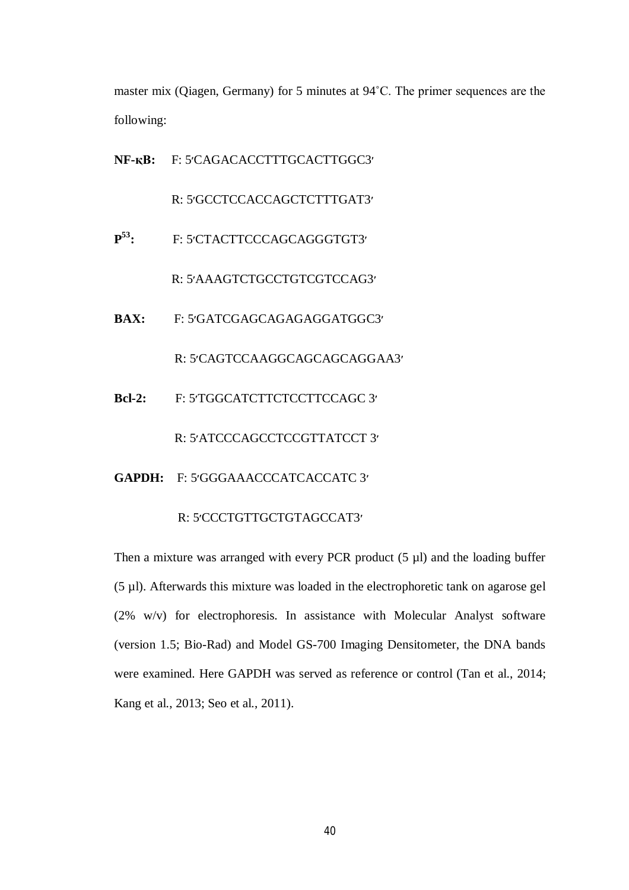master mix (Qiagen, Germany) for 5 minutes at 94˚C. The primer sequences are the following:

**NF-κB:** F: 5′CAGACACCTTTGCACTTGGC3′

R: 5′GCCTCCACCAGCTCTTTGAT3′

**$P^{53}$:** F: 5′CTACTTCCCAGCAGGGTGT3′

R: 5′AAAGTCTGCCTGTCGTCCAG3′

**BAX:** F: 5′GATCGAGCAGAGAGGATGGC3′

R: 5′CAGTCCAAGGCAGCAGCAGGAA3′

**Bcl-2:** F: 5′TGGCATCTTCTCCTTCCAGC 3′

R: 5′ATCCCAGCCTCCGTTATCCT 3′

**GAPDH:** F: 5′GGGAAACCCATCACCATC 3′

R: 5′CCCTGTTGCTGTAGCCAT3′

Then a mixture was arranged with every PCR product (5 µl) and the loading buffer (5 µl). Afterwards this mixture was loaded in the electrophoretic tank on agarose gel (2% w/v) for electrophoresis. In assistance with Molecular Analyst software (version 1.5; Bio-Rad) and Model GS-700 Imaging Densitometer, the DNA bands were examined. Here GAPDH was served as reference or control (Tan et al., 2014; Kang et al., 2013; Seo et al., 2011).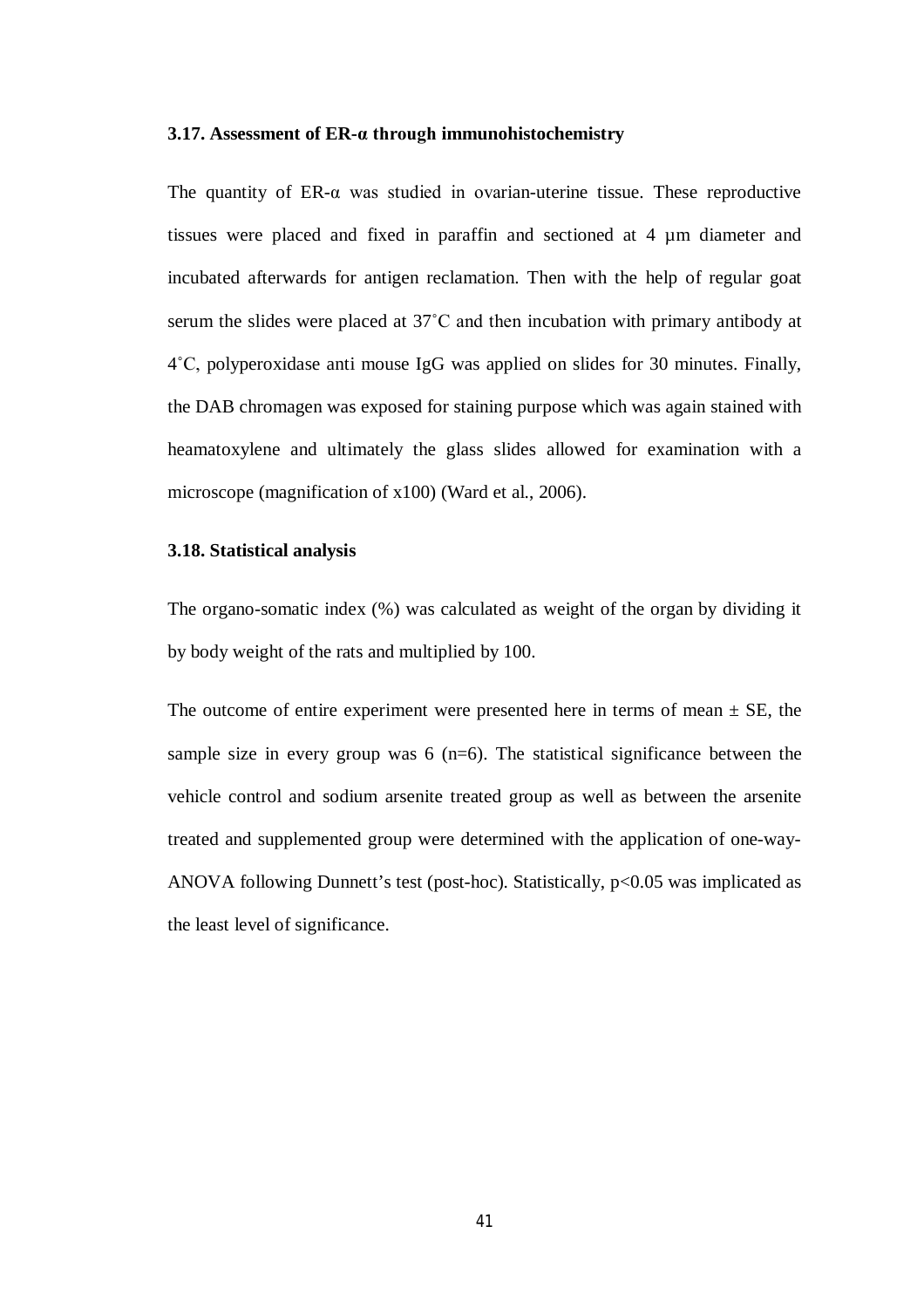### 3.17. Assessment of ER-α through immunohistochemistry

The quantity of ER-α was studied in ovarian-uterine tissue. These reproductive tissues were placed and fixed in paraffin and sectioned at 4 µm diameter and incubated afterwards for antigen reclamation. Then with the help of regular goat serum the slides were placed at 37˚C and then incubation with primary antibody at 4˚C, polyperoxidase anti mouse IgG was applied on slides for 30 minutes. Finally, the DAB chromagen was exposed for staining purpose which was again stained with heamatoxylene and ultimately the glass slides allowed for examination with a microscope (magnification of x100) (Ward et al., 2006).

### 3.18. Statistical analysis

The organo-somatic index (%) was calculated as weight of the organ by dividing it by body weight of the rats and multiplied by 100.

The outcome of entire experiment were presented here in terms of mean ± SE, the sample size in every group was 6 (n=6). The statistical significance between the vehicle control and sodium arsenite treated group as well as between the arsenite treated and supplemented group were determined with the application of one-way-ANOVA following Dunnett's test (post-hoc). Statistically, $p<0.05$ was implicated as the least level of significance.